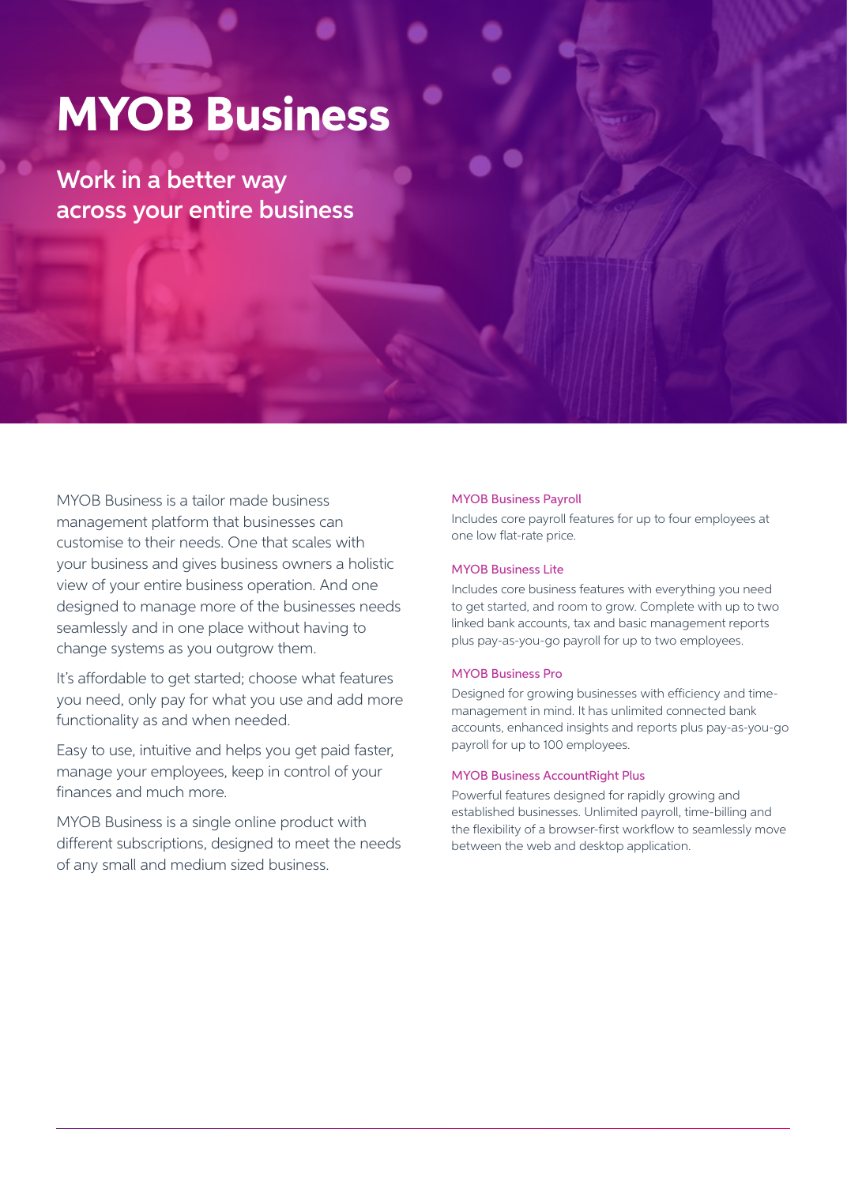# MYOB Business

## Work in a better way across your entire business

MYOB Business is a tailor made business management platform that businesses can customise to their needs. One that scales with your business and gives business owners a holistic view of your entire business operation. And one designed to manage more of the businesses needs seamlessly and in one place without having to change systems as you outgrow them.

It's affordable to get started; choose what features you need, only pay for what you use and add more functionality as and when needed.

Easy to use, intuitive and helps you get paid faster, manage your employees, keep in control of your finances and much more.

MYOB Business is a single online product with different subscriptions, designed to meet the needs of any small and medium sized business.

### MYOB Business Payroll

Includes core payroll features for up to four employees at one low flat-rate price.

### MYOB Business Lite

Includes core business features with everything you need to get started, and room to grow. Complete with up to two linked bank accounts, tax and basic management reports plus pay-as-you-go payroll for up to two employees.

### MYOB Business Pro

Designed for growing businesses with efficiency and time-management in mind. It has unlimited connected bank accounts, enhanced insights and reports plus pay-as-you-go payroll for up to 100 employees.

### MYOB Business AccountRight Plus

Powerful features designed for rapidly growing and established businesses. Unlimited payroll, time-billing and the flexibility of a browser-first workflow to seamlessly move between the web and desktop application.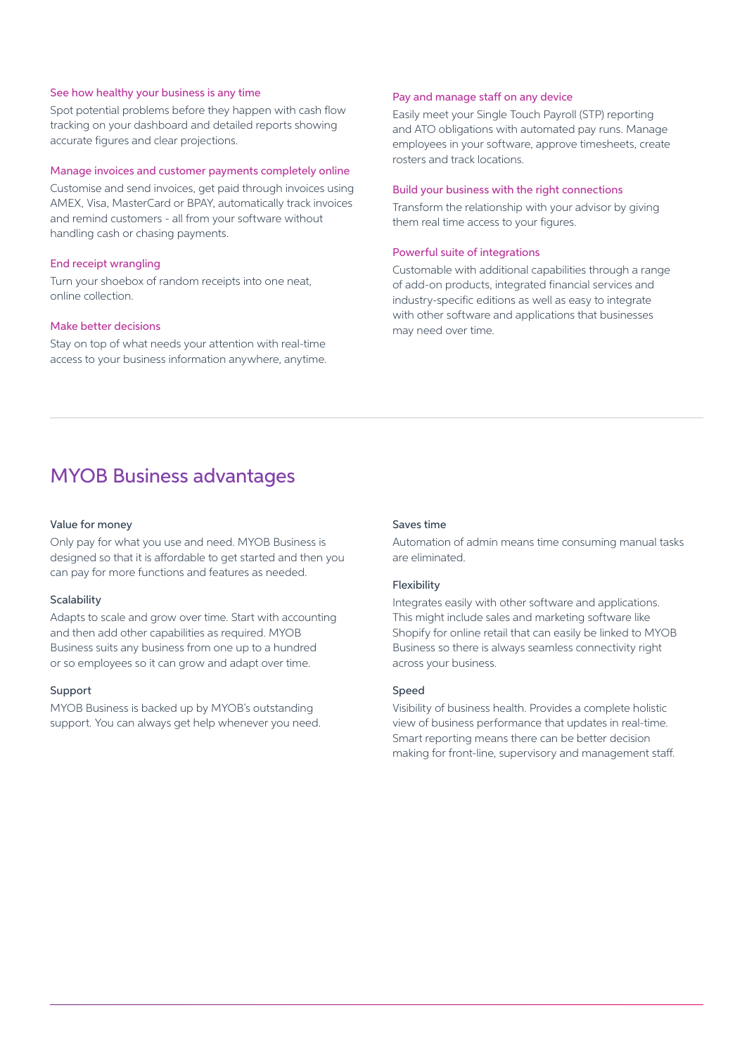### See how healthy your business is any time

Spot potential problems before they happen with cash flow tracking on your dashboard and detailed reports showing accurate figures and clear projections.

### Manage invoices and customer payments completely online

Customise and send invoices, get paid through invoices using AMEX, Visa, MasterCard or BPAY, automatically track invoices and remind customers - all from your software without handling cash or chasing payments.

### End receipt wrangling

Turn your shoebox of random receipts into one neat, online collection.

### Make better decisions

Stay on top of what needs your attention with real-time access to your business information anywhere, anytime.

### Pay and manage staff on any device

Easily meet your Single Touch Payroll (STP) reporting and ATO obligations with automated pay runs. Manage employees in your software, approve timesheets, create rosters and track locations.

### Build your business with the right connections

Transform the relationship with your advisor by giving them real time access to your figures.

### Powerful suite of integrations

Customable with additional capabilities through a range of add-on products, integrated financial services and industry-specific editions as well as easy to integrate with other software and applications that businesses may need over time.

## MYOB Business advantages

### Value for money

Only pay for what you use and need. MYOB Business is designed so that it is affordable to get started and then you can pay for more functions and features as needed.

### Scalability

Adapts to scale and grow over time. Start with accounting and then add other capabilities as required. MYOB Business suits any business from one up to a hundred or so employees so it can grow and adapt over time.

### Support

MYOB Business is backed up by MYOB's outstanding support. You can always get help whenever you need.

### Saves time

Automation of admin means time consuming manual tasks are eliminated.

### Flexibility

Integrates easily with other software and applications. This might include sales and marketing software like Shopify for online retail that can easily be linked to MYOB Business so there is always seamless connectivity right across your business.

### Speed

Visibility of business health. Provides a complete holistic view of business performance that updates in real-time. Smart reporting means there can be better decision making for front-line, supervisory and management staff.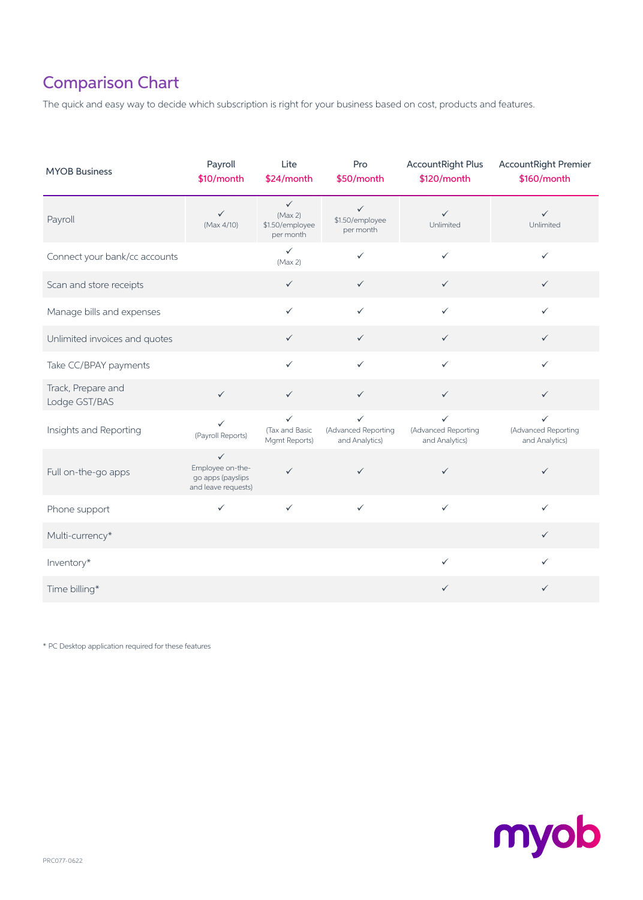# Comparison Chart

The quick and easy way to decide which subscription is right for your business based on cost, products and features.

| MYOB Business | Payroll $10/month | Lite $24/month | Pro $50/month | AccountRight Plus $120/month | AccountRight Premier $160/month |
|---|---|---|---|---|---|
| Payroll | ✓ (Max 4/10) | ✓ (Max 2) $1.50/employee per month | ✓ $1.50/employee per month | ✓ Unlimited | ✓ Unlimited |
| Connect your bank/cc accounts | | ✓ (Max 2) | ✓ | ✓ | ✓ |
| Scan and store receipts | | ✓ | ✓ | ✓ | ✓ |
| Manage bills and expenses | | ✓ | ✓ | ✓ | ✓ |
| Unlimited invoices and quotes | | ✓ | ✓ | ✓ | ✓ |
| Take CC/BPAY payments | | ✓ | ✓ | ✓ | ✓ |
| Track, Prepare and Lodge GST/BAS | ✓ | ✓ | ✓ | ✓ | ✓ |
| Insights and Reporting | ✓ (Payroll Reports) | ✓ (Tax and Basic Mgmt Reports) | ✓ (Advanced Reporting and Analytics) | ✓ (Advanced Reporting and Analytics) | ✓ (Advanced Reporting and Analytics) |
| Full on-the-go apps | ✓ Employee on-the-go apps (payslips and leave requests) | ✓ | ✓ | ✓ | ✓ |
| Phone support | ✓ | ✓ | ✓ | ✓ | ✓ |
| Multi-currency* | | | | | ✓ |
| Inventory* | | | | ✓ | ✓ |
| Time billing* | | | | ✓ | ✓ |

* PC Desktop application required for these features

myob

PRC077-0622